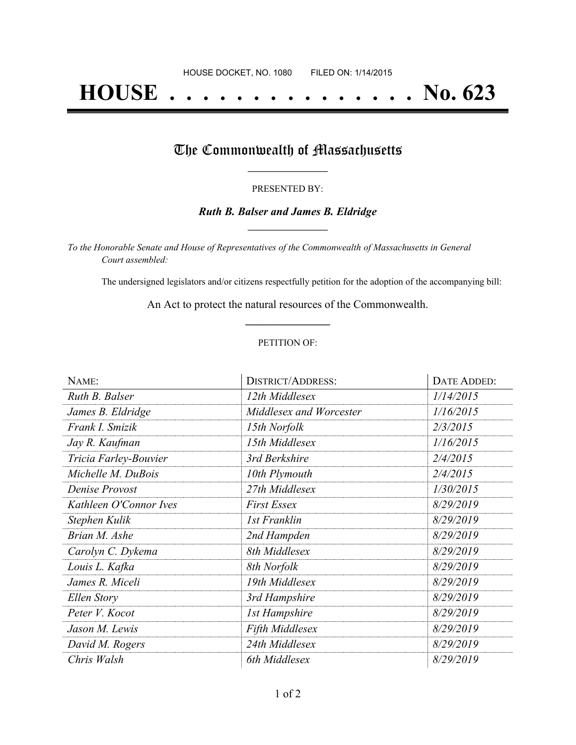HOUSE DOCKET, NO. 1080        FILED ON: 1/14/2015

# HOUSE . . . . . . . . . . . . . . . No. 623

## The Commonwealth of Massachusetts

PRESENTED BY:

***Ruth B. Balser and James B. Eldridge***

*To the Honorable Senate and House of Representatives of the Commonwealth of Massachusetts in General Court assembled:*

The undersigned legislators and/or citizens respectfully petition for the adoption of the accompanying bill:

An Act to protect the natural resources of the Commonwealth.

PETITION OF:

| NAME: | DISTRICT/ADDRESS: | DATE ADDED: |
|---|---|---|
| *Ruth B. Balser* | *12th Middlesex* | *1/14/2015* |
| *James B. Eldridge* | *Middlesex and Worcester* | *1/16/2015* |
| *Frank I. Smizik* | *15th Norfolk* | *2/3/2015* |
| *Jay R. Kaufman* | *15th Middlesex* | *1/16/2015* |
| *Tricia Farley-Bouvier* | *3rd Berkshire* | *2/4/2015* |
| *Michelle M. DuBois* | *10th Plymouth* | *2/4/2015* |
| *Denise Provost* | *27th Middlesex* | *1/30/2015* |
| *Kathleen O'Connor Ives* | *First Essex* | *8/29/2019* |
| *Stephen Kulik* | *1st Franklin* | *8/29/2019* |
| *Brian M. Ashe* | *2nd Hampden* | *8/29/2019* |
| *Carolyn C. Dykema* | *8th Middlesex* | *8/29/2019* |
| *Louis L. Kafka* | *8th Norfolk* | *8/29/2019* |
| *James R. Miceli* | *19th Middlesex* | *8/29/2019* |
| *Ellen Story* | *3rd Hampshire* | *8/29/2019* |
| *Peter V. Kocot* | *1st Hampshire* | *8/29/2019* |
| *Jason M. Lewis* | *Fifth Middlesex* | *8/29/2019* |
| *David M. Rogers* | *24th Middlesex* | *8/29/2019* |
| *Chris Walsh* | *6th Middlesex* | *8/29/2019* |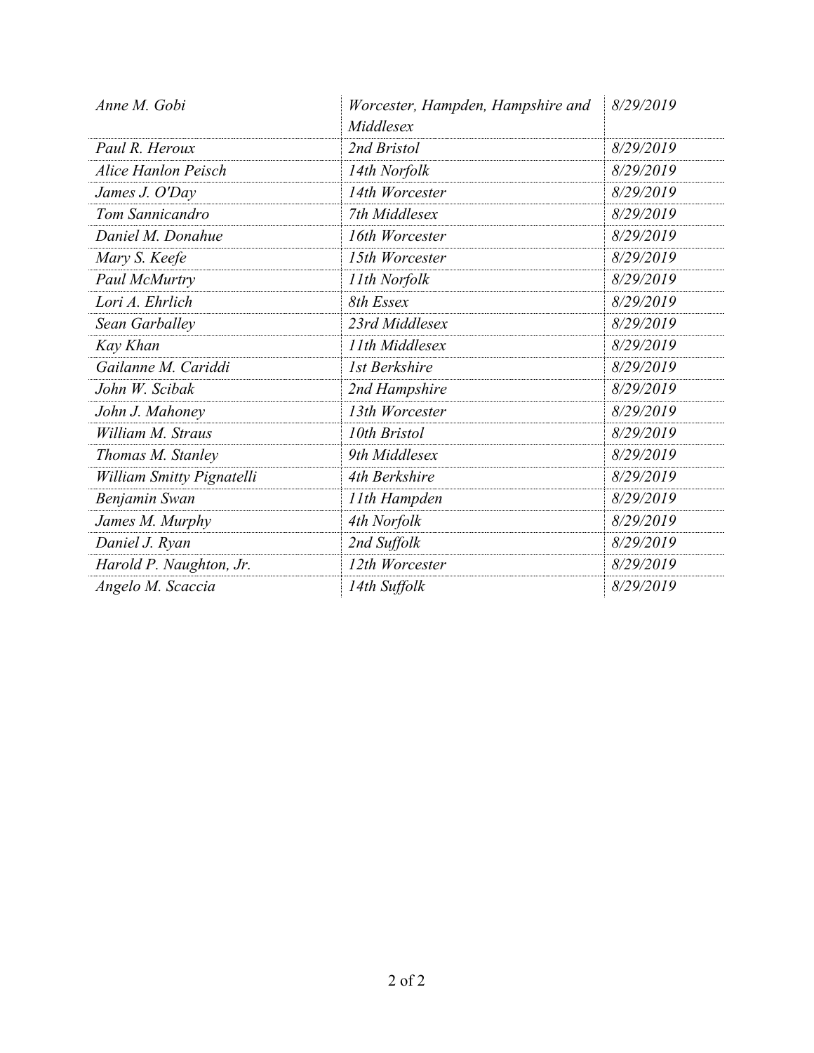| | | |
|---|---|---|
| *Anne M. Gobi* | *Worcester, Hampden, Hampshire and Middlesex* | *8/29/2019* |
| *Paul R. Heroux* | *2nd Bristol* | *8/29/2019* |
| *Alice Hanlon Peisch* | *14th Norfolk* | *8/29/2019* |
| *James J. O'Day* | *14th Worcester* | *8/29/2019* |
| *Tom Sannicandro* | *7th Middlesex* | *8/29/2019* |
| *Daniel M. Donahue* | *16th Worcester* | *8/29/2019* |
| *Mary S. Keefe* | *15th Worcester* | *8/29/2019* |
| *Paul McMurtry* | *11th Norfolk* | *8/29/2019* |
| *Lori A. Ehrlich* | *8th Essex* | *8/29/2019* |
| *Sean Garballey* | *23rd Middlesex* | *8/29/2019* |
| *Kay Khan* | *11th Middlesex* | *8/29/2019* |
| *Gailanne M. Cariddi* | *1st Berkshire* | *8/29/2019* |
| *John W. Scibak* | *2nd Hampshire* | *8/29/2019* |
| *John J. Mahoney* | *13th Worcester* | *8/29/2019* |
| *William M. Straus* | *10th Bristol* | *8/29/2019* |
| *Thomas M. Stanley* | *9th Middlesex* | *8/29/2019* |
| *William Smitty Pignatelli* | *4th Berkshire* | *8/29/2019* |
| *Benjamin Swan* | *11th Hampden* | *8/29/2019* |
| *James M. Murphy* | *4th Norfolk* | *8/29/2019* |
| *Daniel J. Ryan* | *2nd Suffolk* | *8/29/2019* |
| *Harold P. Naughton, Jr.* | *12th Worcester* | *8/29/2019* |
| *Angelo M. Scaccia* | *14th Suffolk* | *8/29/2019* |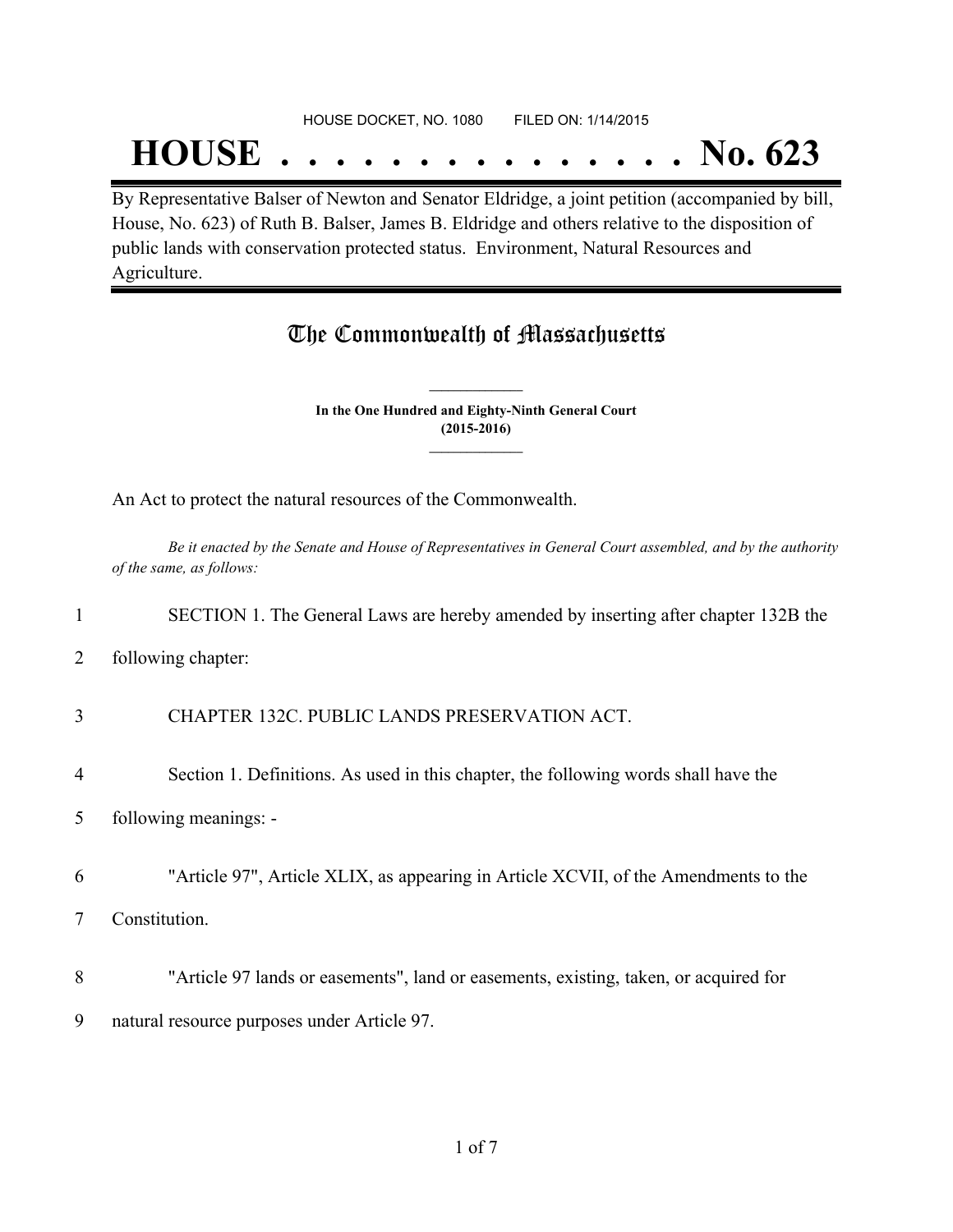HOUSE DOCKET, NO. 1080 FILED ON: 1/14/2015

# HOUSE . . . . . . . . . . . . . . . No. 623

By Representative Balser of Newton and Senator Eldridge, a joint petition (accompanied by bill, House, No. 623) of Ruth B. Balser, James B. Eldridge and others relative to the disposition of public lands with conservation protected status. Environment, Natural Resources and Agriculture.

## The Commonwealth of Massachusetts

**In the One Hundred and Eighty-Ninth General Court (2015-2016)**

An Act to protect the natural resources of the Commonwealth.

*Be it enacted by the Senate and House of Representatives in General Court assembled, and by the authority of the same, as follows:*

1 SECTION 1. The General Laws are hereby amended by inserting after chapter 132B the
2 following chapter:

3 CHAPTER 132C. PUBLIC LANDS PRESERVATION ACT.

4 Section 1. Definitions. As used in this chapter, the following words shall have the
5 following meanings: -

6 "Article 97", Article XLIX, as appearing in Article XCVII, of the Amendments to the
7 Constitution.

8 "Article 97 lands or easements", land or easements, existing, taken, or acquired for
9 natural resource purposes under Article 97.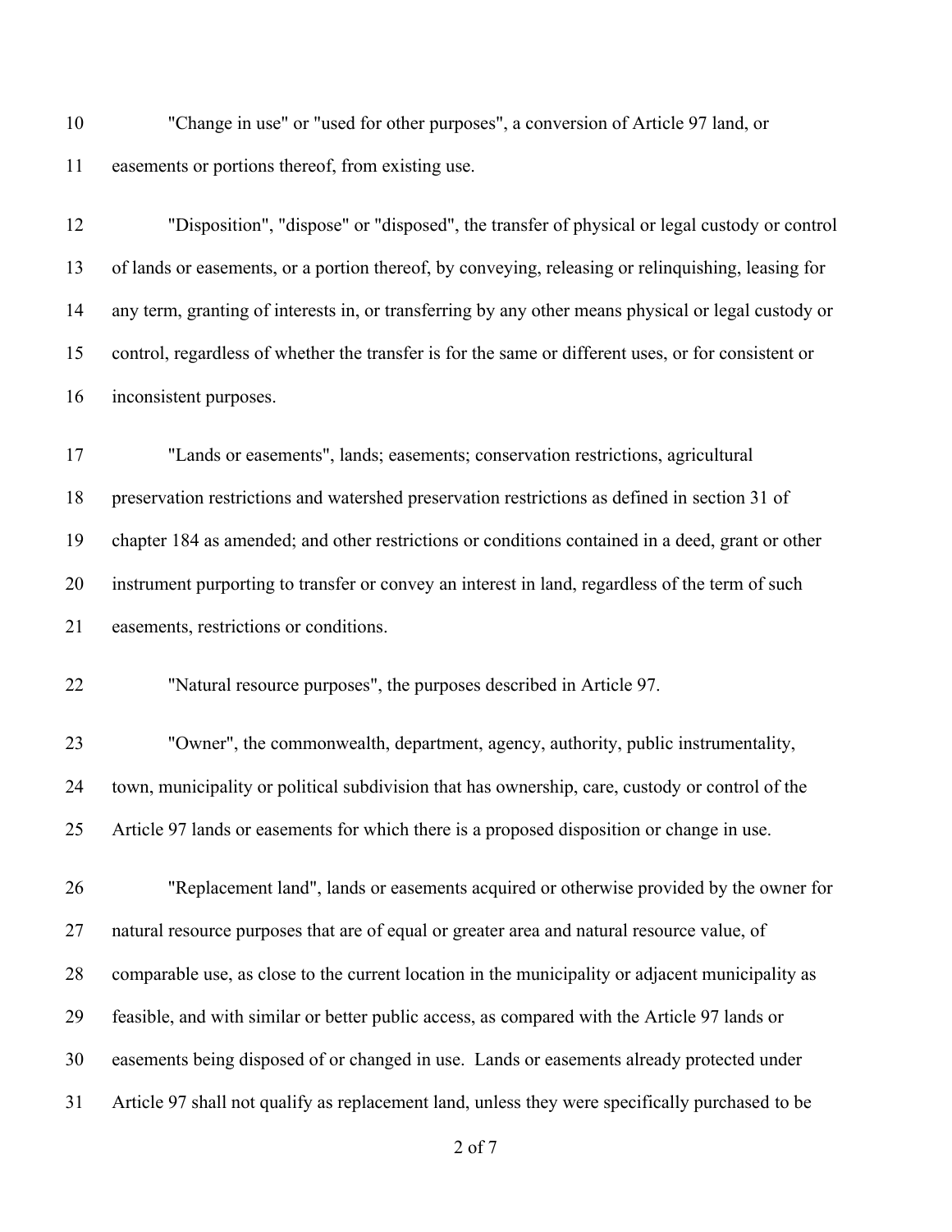"Change in use" or "used for other purposes", a conversion of Article 97 land, or easements or portions thereof, from existing use.

"Disposition", "dispose" or "disposed", the transfer of physical or legal custody or control of lands or easements, or a portion thereof, by conveying, releasing or relinquishing, leasing for any term, granting of interests in, or transferring by any other means physical or legal custody or control, regardless of whether the transfer is for the same or different uses, or for consistent or inconsistent purposes.

"Lands or easements", lands; easements; conservation restrictions, agricultural preservation restrictions and watershed preservation restrictions as defined in section 31 of chapter 184 as amended; and other restrictions or conditions contained in a deed, grant or other instrument purporting to transfer or convey an interest in land, regardless of the term of such easements, restrictions or conditions.

"Natural resource purposes", the purposes described in Article 97.

"Owner", the commonwealth, department, agency, authority, public instrumentality, town, municipality or political subdivision that has ownership, care, custody or control of the Article 97 lands or easements for which there is a proposed disposition or change in use.

"Replacement land", lands or easements acquired or otherwise provided by the owner for natural resource purposes that are of equal or greater area and natural resource value, of comparable use, as close to the current location in the municipality or adjacent municipality as feasible, and with similar or better public access, as compared with the Article 97 lands or easements being disposed of or changed in use. Lands or easements already protected under Article 97 shall not qualify as replacement land, unless they were specifically purchased to be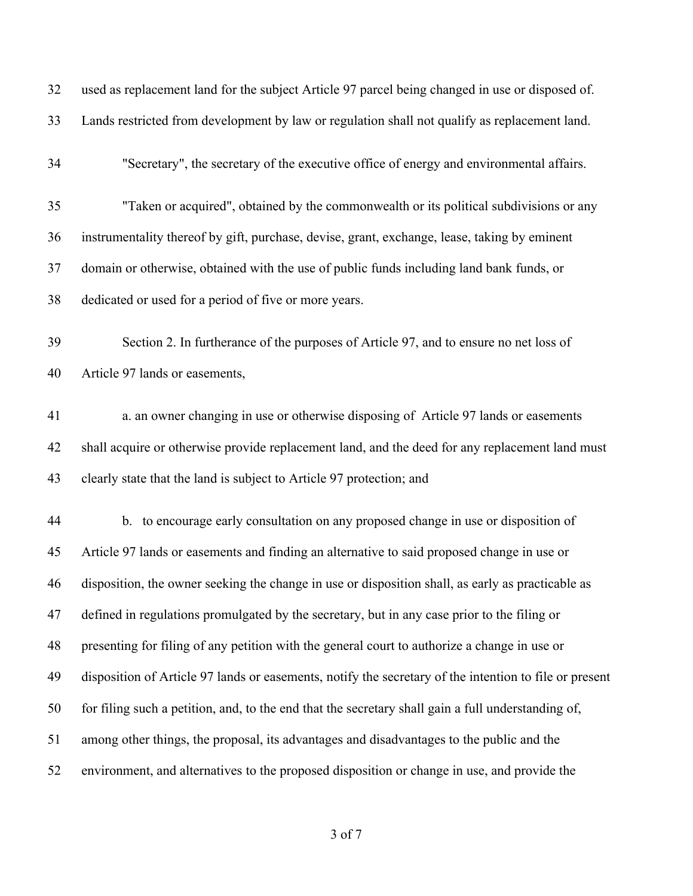used as replacement land for the subject Article 97 parcel being changed in use or disposed of. Lands restricted from development by law or regulation shall not qualify as replacement land.

"Secretary", the secretary of the executive office of energy and environmental affairs.

"Taken or acquired", obtained by the commonwealth or its political subdivisions or any instrumentality thereof by gift, purchase, devise, grant, exchange, lease, taking by eminent domain or otherwise, obtained with the use of public funds including land bank funds, or dedicated or used for a period of five or more years.

Section 2. In furtherance of the purposes of Article 97, and to ensure no net loss of Article 97 lands or easements,

a. an owner changing in use or otherwise disposing of Article 97 lands or easements shall acquire or otherwise provide replacement land, and the deed for any replacement land must clearly state that the land is subject to Article 97 protection; and

b. to encourage early consultation on any proposed change in use or disposition of Article 97 lands or easements and finding an alternative to said proposed change in use or disposition, the owner seeking the change in use or disposition shall, as early as practicable as defined in regulations promulgated by the secretary, but in any case prior to the filing or presenting for filing of any petition with the general court to authorize a change in use or disposition of Article 97 lands or easements, notify the secretary of the intention to file or present for filing such a petition, and, to the end that the secretary shall gain a full understanding of, among other things, the proposal, its advantages and disadvantages to the public and the environment, and alternatives to the proposed disposition or change in use, and provide the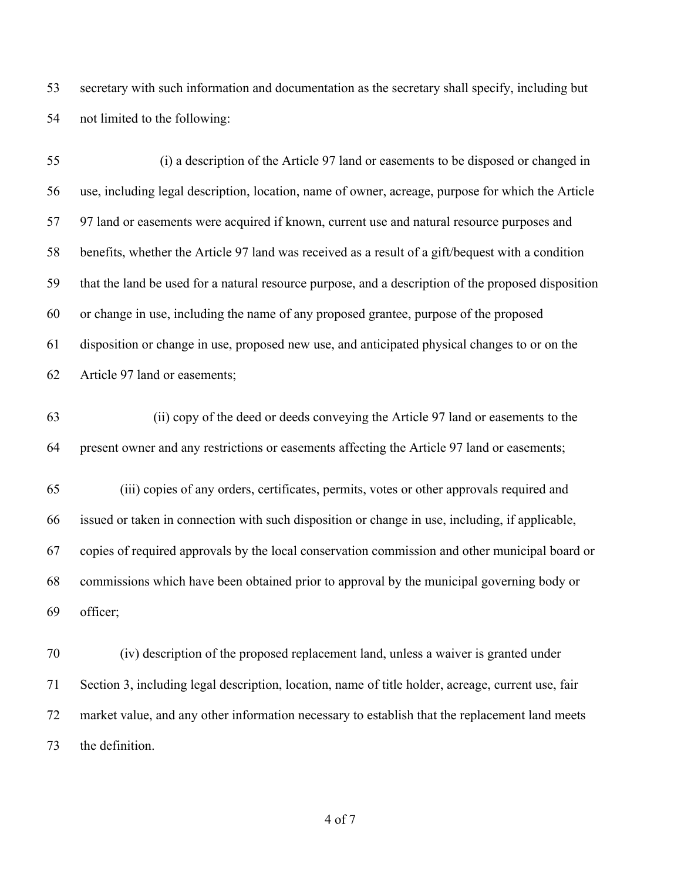secretary with such information and documentation as the secretary shall specify, including but not limited to the following:

(i) a description of the Article 97 land or easements to be disposed or changed in use, including legal description, location, name of owner, acreage, purpose for which the Article 97 land or easements were acquired if known, current use and natural resource purposes and benefits, whether the Article 97 land was received as a result of a gift/bequest with a condition that the land be used for a natural resource purpose, and a description of the proposed disposition or change in use, including the name of any proposed grantee, purpose of the proposed disposition or change in use, proposed new use, and anticipated physical changes to or on the Article 97 land or easements;

(ii) copy of the deed or deeds conveying the Article 97 land or easements to the present owner and any restrictions or easements affecting the Article 97 land or easements;

(iii) copies of any orders, certificates, permits, votes or other approvals required and issued or taken in connection with such disposition or change in use, including, if applicable, copies of required approvals by the local conservation commission and other municipal board or commissions which have been obtained prior to approval by the municipal governing body or officer;

(iv) description of the proposed replacement land, unless a waiver is granted under Section 3, including legal description, location, name of title holder, acreage, current use, fair market value, and any other information necessary to establish that the replacement land meets the definition.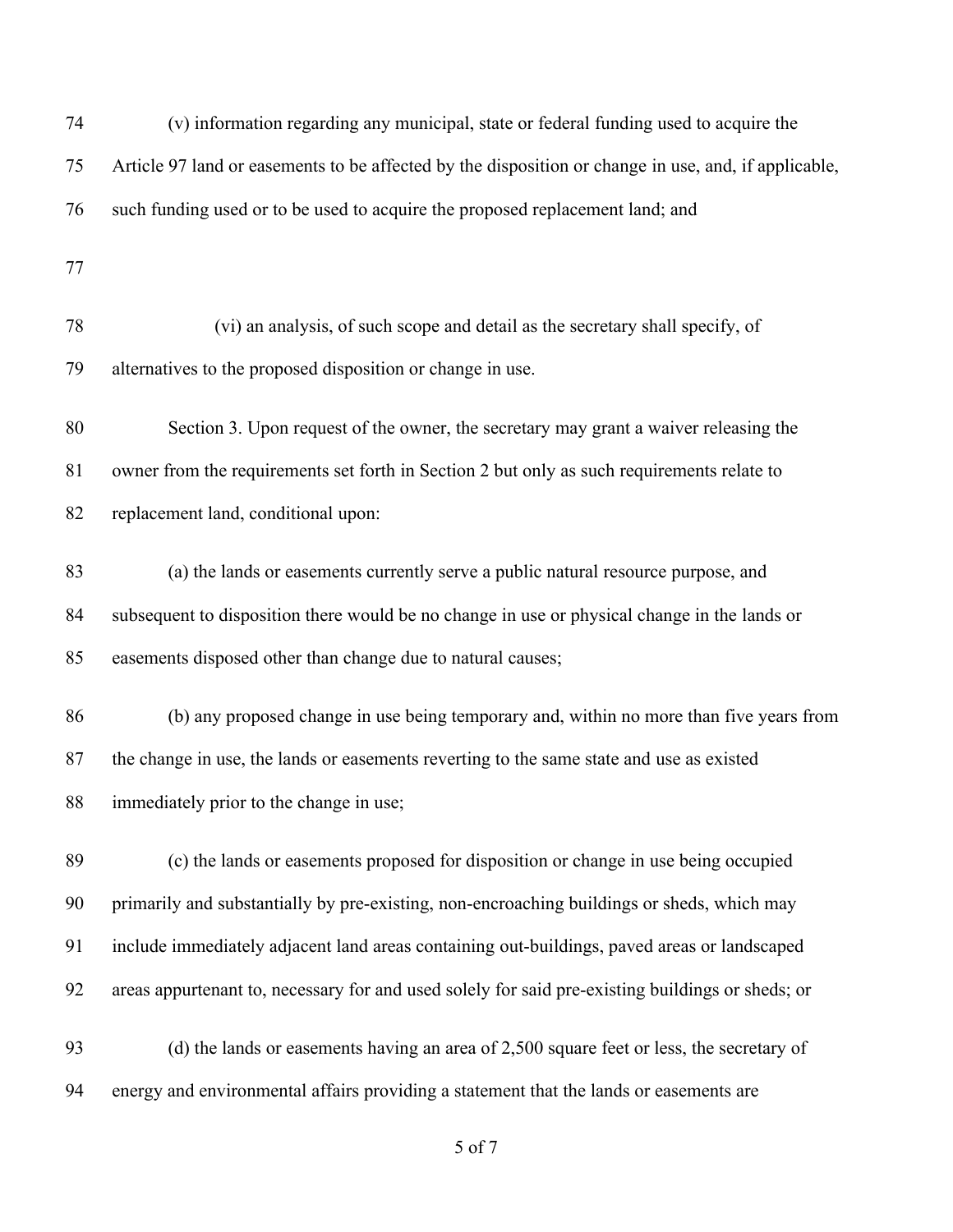(v) information regarding any municipal, state or federal funding used to acquire the Article 97 land or easements to be affected by the disposition or change in use, and, if applicable, such funding used or to be used to acquire the proposed replacement land; and

(vi) an analysis, of such scope and detail as the secretary shall specify, of alternatives to the proposed disposition or change in use.

Section 3. Upon request of the owner, the secretary may grant a waiver releasing the owner from the requirements set forth in Section 2 but only as such requirements relate to replacement land, conditional upon:

(a) the lands or easements currently serve a public natural resource purpose, and subsequent to disposition there would be no change in use or physical change in the lands or easements disposed other than change due to natural causes;

(b) any proposed change in use being temporary and, within no more than five years from the change in use, the lands or easements reverting to the same state and use as existed immediately prior to the change in use;

(c) the lands or easements proposed for disposition or change in use being occupied primarily and substantially by pre-existing, non-encroaching buildings or sheds, which may include immediately adjacent land areas containing out-buildings, paved areas or landscaped areas appurtenant to, necessary for and used solely for said pre-existing buildings or sheds; or

(d) the lands or easements having an area of 2,500 square feet or less, the secretary of energy and environmental affairs providing a statement that the lands or easements are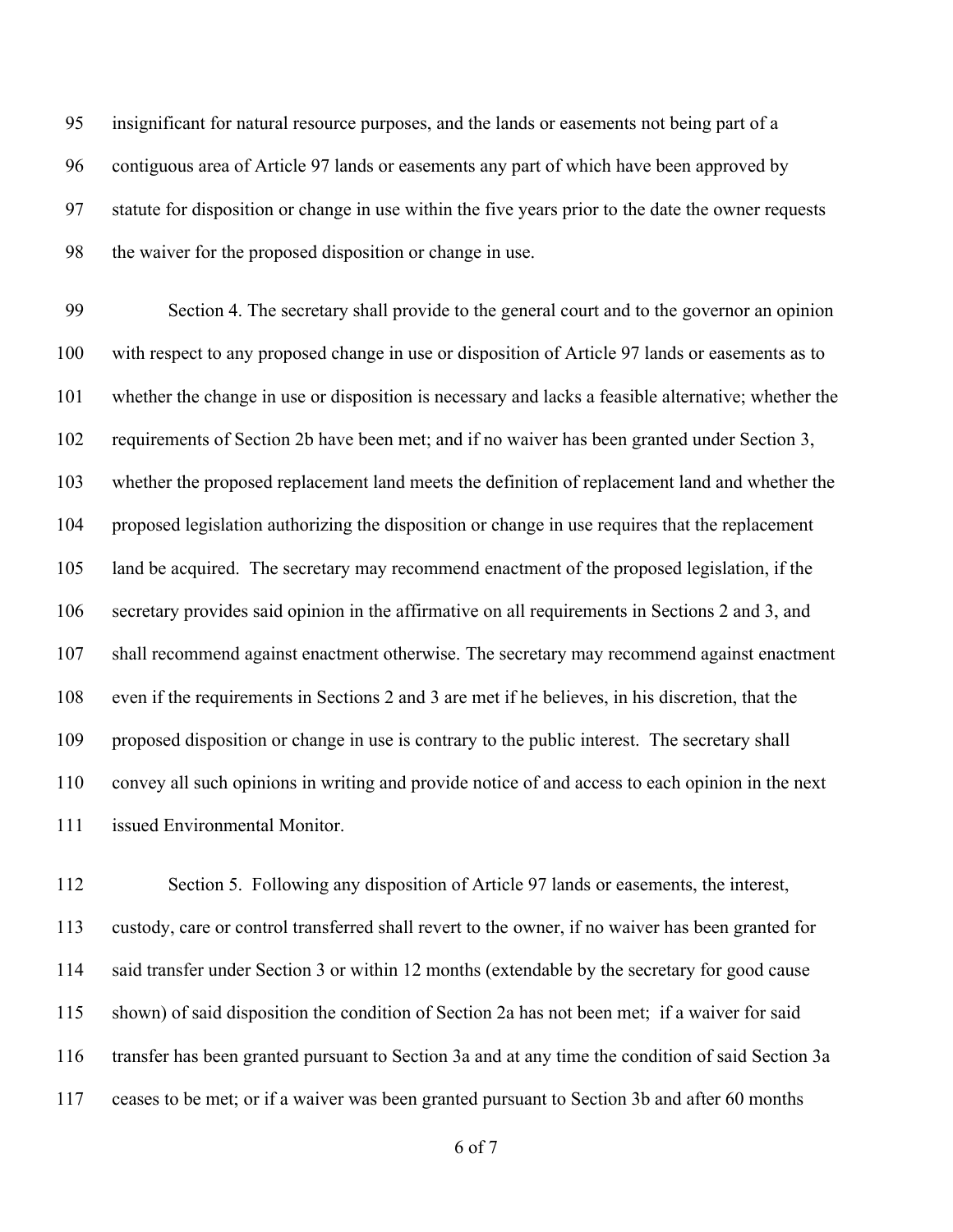insignificant for natural resource purposes, and the lands or easements not being part of a contiguous area of Article 97 lands or easements any part of which have been approved by statute for disposition or change in use within the five years prior to the date the owner requests the waiver for the proposed disposition or change in use.

Section 4. The secretary shall provide to the general court and to the governor an opinion with respect to any proposed change in use or disposition of Article 97 lands or easements as to whether the change in use or disposition is necessary and lacks a feasible alternative; whether the requirements of Section 2b have been met; and if no waiver has been granted under Section 3, whether the proposed replacement land meets the definition of replacement land and whether the proposed legislation authorizing the disposition or change in use requires that the replacement land be acquired. The secretary may recommend enactment of the proposed legislation, if the secretary provides said opinion in the affirmative on all requirements in Sections 2 and 3, and shall recommend against enactment otherwise. The secretary may recommend against enactment even if the requirements in Sections 2 and 3 are met if he believes, in his discretion, that the proposed disposition or change in use is contrary to the public interest. The secretary shall convey all such opinions in writing and provide notice of and access to each opinion in the next issued Environmental Monitor.

Section 5. Following any disposition of Article 97 lands or easements, the interest, custody, care or control transferred shall revert to the owner, if no waiver has been granted for said transfer under Section 3 or within 12 months (extendable by the secretary for good cause shown) of said disposition the condition of Section 2a has not been met; if a waiver for said transfer has been granted pursuant to Section 3a and at any time the condition of said Section 3a ceases to be met; or if a waiver was been granted pursuant to Section 3b and after 60 months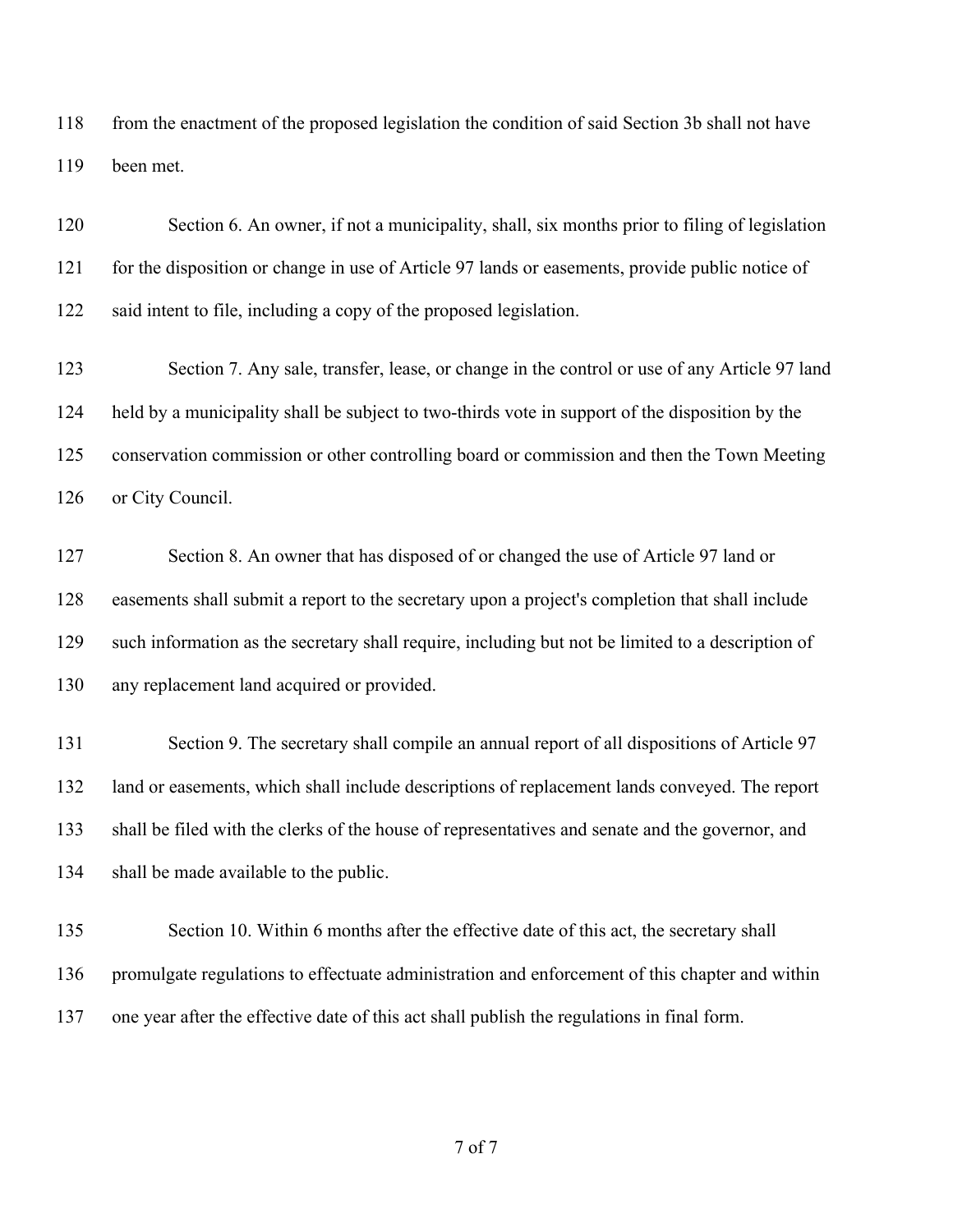from the enactment of the proposed legislation the condition of said Section 3b shall not have been met.

Section 6. An owner, if not a municipality, shall, six months prior to filing of legislation for the disposition or change in use of Article 97 lands or easements, provide public notice of said intent to file, including a copy of the proposed legislation.

Section 7. Any sale, transfer, lease, or change in the control or use of any Article 97 land held by a municipality shall be subject to two-thirds vote in support of the disposition by the conservation commission or other controlling board or commission and then the Town Meeting or City Council.

Section 8. An owner that has disposed of or changed the use of Article 97 land or easements shall submit a report to the secretary upon a project's completion that shall include such information as the secretary shall require, including but not be limited to a description of any replacement land acquired or provided.

Section 9. The secretary shall compile an annual report of all dispositions of Article 97 land or easements, which shall include descriptions of replacement lands conveyed. The report shall be filed with the clerks of the house of representatives and senate and the governor, and shall be made available to the public.

Section 10. Within 6 months after the effective date of this act, the secretary shall promulgate regulations to effectuate administration and enforcement of this chapter and within one year after the effective date of this act shall publish the regulations in final form.